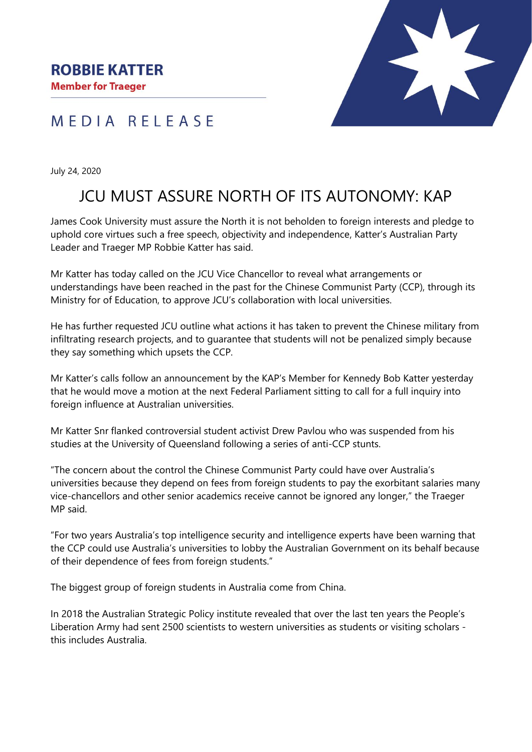**ROBBIE KATTER**
**Member for Traeger**

MEDIA RELEASE

July 24, 2020

# JCU MUST ASSURE NORTH OF ITS AUTONOMY: KAP

James Cook University must assure the North it is not beholden to foreign interests and pledge to uphold core virtues such a free speech, objectivity and independence, Katter's Australian Party Leader and Traeger MP Robbie Katter has said.

Mr Katter has today called on the JCU Vice Chancellor to reveal what arrangements or understandings have been reached in the past for the Chinese Communist Party (CCP), through its Ministry for of Education, to approve JCU's collaboration with local universities.

He has further requested JCU outline what actions it has taken to prevent the Chinese military from infiltrating research projects, and to guarantee that students will not be penalized simply because they say something which upsets the CCP.

Mr Katter's calls follow an announcement by the KAP's Member for Kennedy Bob Katter yesterday that he would move a motion at the next Federal Parliament sitting to call for a full inquiry into foreign influence at Australian universities.

Mr Katter Snr flanked controversial student activist Drew Pavlou who was suspended from his studies at the University of Queensland following a series of anti-CCP stunts.

"The concern about the control the Chinese Communist Party could have over Australia's universities because they depend on fees from foreign students to pay the exorbitant salaries many vice-chancellors and other senior academics receive cannot be ignored any longer," the Traeger MP said.

"For two years Australia's top intelligence security and intelligence experts have been warning that the CCP could use Australia's universities to lobby the Australian Government on its behalf because of their dependence of fees from foreign students."

The biggest group of foreign students in Australia come from China.

In 2018 the Australian Strategic Policy institute revealed that over the last ten years the People's Liberation Army had sent 2500 scientists to western universities as students or visiting scholars - this includes Australia.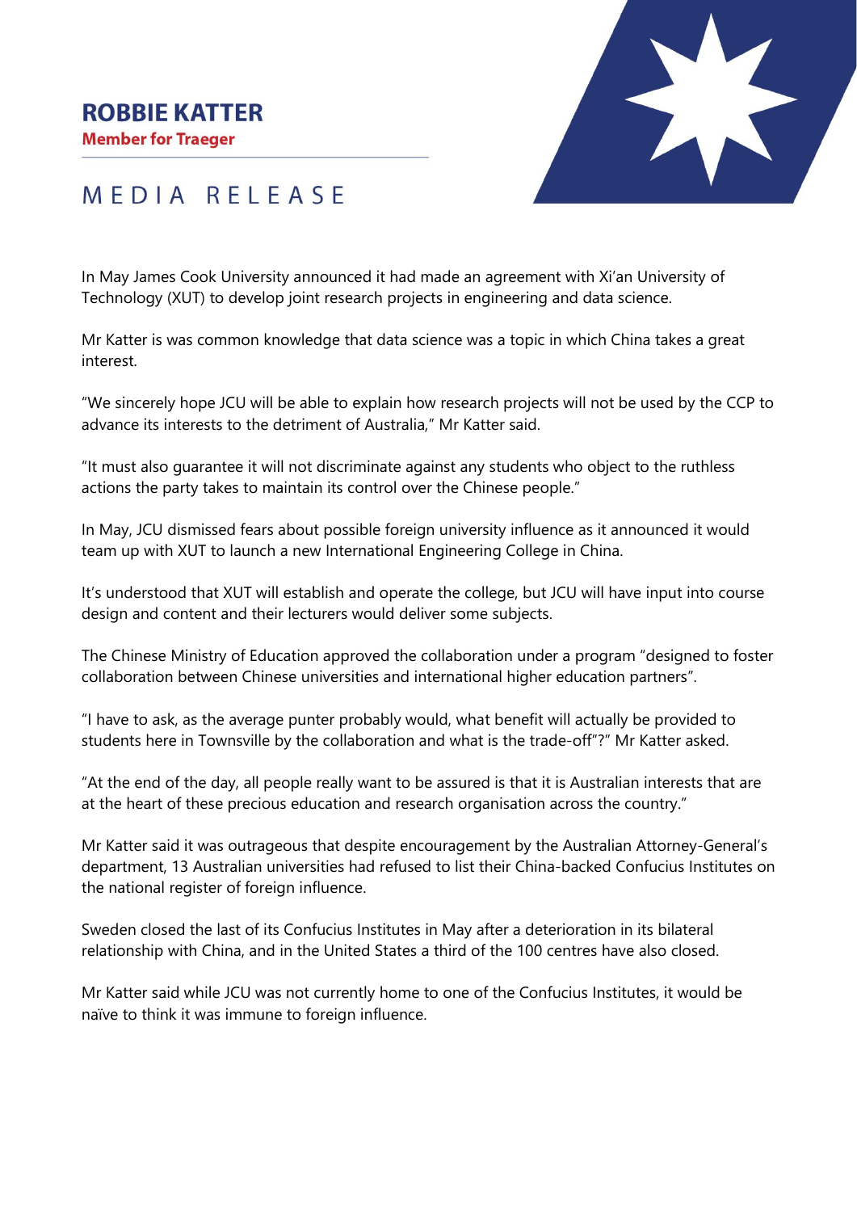# ROBBIE KATTER

**Member for Traeger**

## MEDIA RELEASE

In May James Cook University announced it had made an agreement with Xi'an University of Technology (XUT) to develop joint research projects in engineering and data science.

Mr Katter is was common knowledge that data science was a topic in which China takes a great interest.

"We sincerely hope JCU will be able to explain how research projects will not be used by the CCP to advance its interests to the detriment of Australia," Mr Katter said.

"It must also guarantee it will not discriminate against any students who object to the ruthless actions the party takes to maintain its control over the Chinese people."

In May, JCU dismissed fears about possible foreign university influence as it announced it would team up with XUT to launch a new International Engineering College in China.

It's understood that XUT will establish and operate the college, but JCU will have input into course design and content and their lecturers would deliver some subjects.

The Chinese Ministry of Education approved the collaboration under a program "designed to foster collaboration between Chinese universities and international higher education partners".

"I have to ask, as the average punter probably would, what benefit will actually be provided to students here in Townsville by the collaboration and what is the trade-off"?" Mr Katter asked.

"At the end of the day, all people really want to be assured is that it is Australian interests that are at the heart of these precious education and research organisation across the country."

Mr Katter said it was outrageous that despite encouragement by the Australian Attorney-General's department, 13 Australian universities had refused to list their China-backed Confucius Institutes on the national register of foreign influence.

Sweden closed the last of its Confucius Institutes in May after a deterioration in its bilateral relationship with China, and in the United States a third of the 100 centres have also closed.

Mr Katter said while JCU was not currently home to one of the Confucius Institutes, it would be naïve to think it was immune to foreign influence.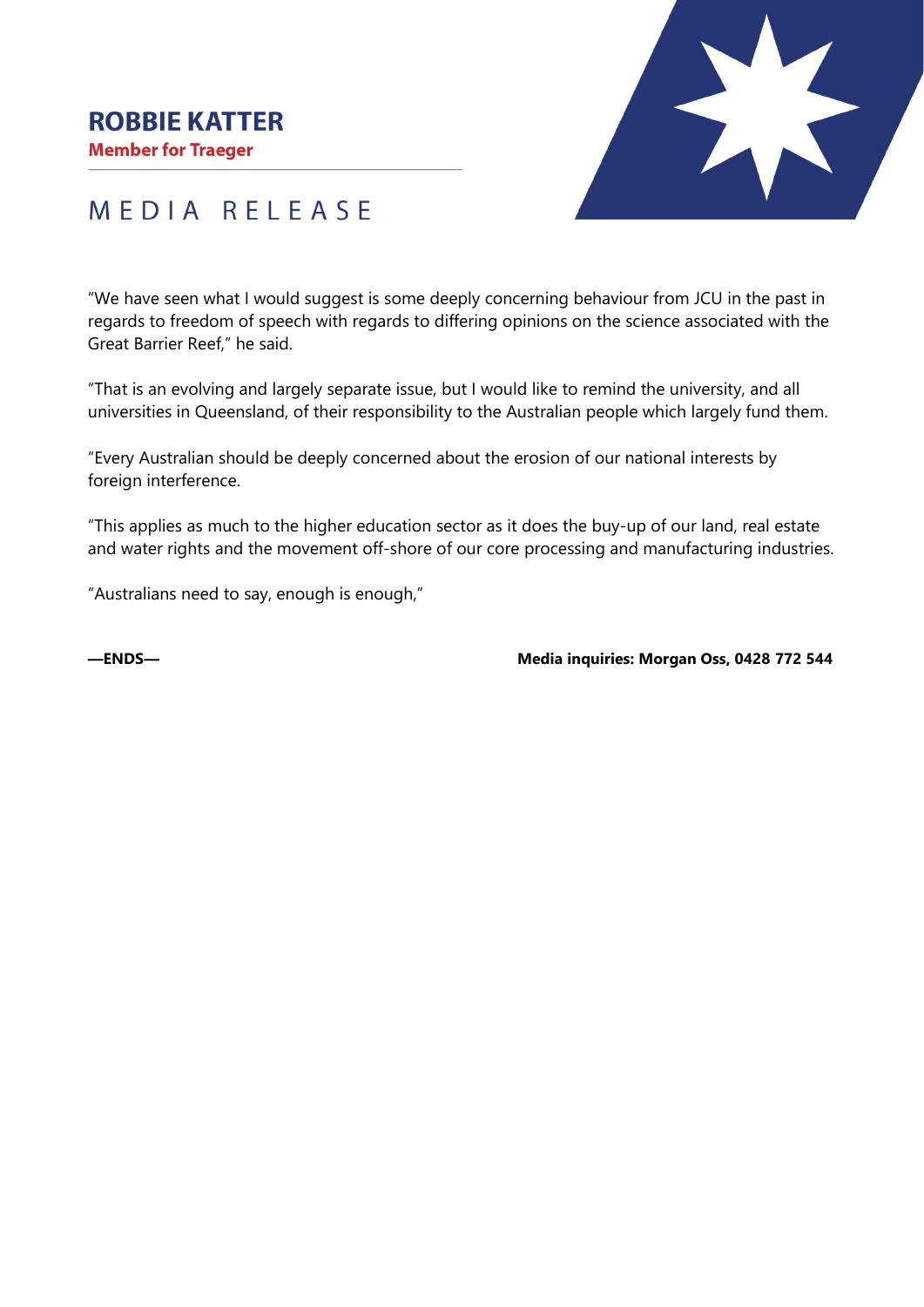# ROBBIE KATTER

**Member for Traeger**

MEDIA RELEASE

"We have seen what I would suggest is some deeply concerning behaviour from JCU in the past in regards to freedom of speech with regards to differing opinions on the science associated with the Great Barrier Reef," he said.

"That is an evolving and largely separate issue, but I would like to remind the university, and all universities in Queensland, of their responsibility to the Australian people which largely fund them.

"Every Australian should be deeply concerned about the erosion of our national interests by foreign interference.

"This applies as much to the higher education sector as it does the buy-up of our land, real estate and water rights and the movement off-shore of our core processing and manufacturing industries.

"Australians need to say, enough is enough,"

**—ENDS—**

**Media inquiries: Morgan Oss, 0428 772 544**